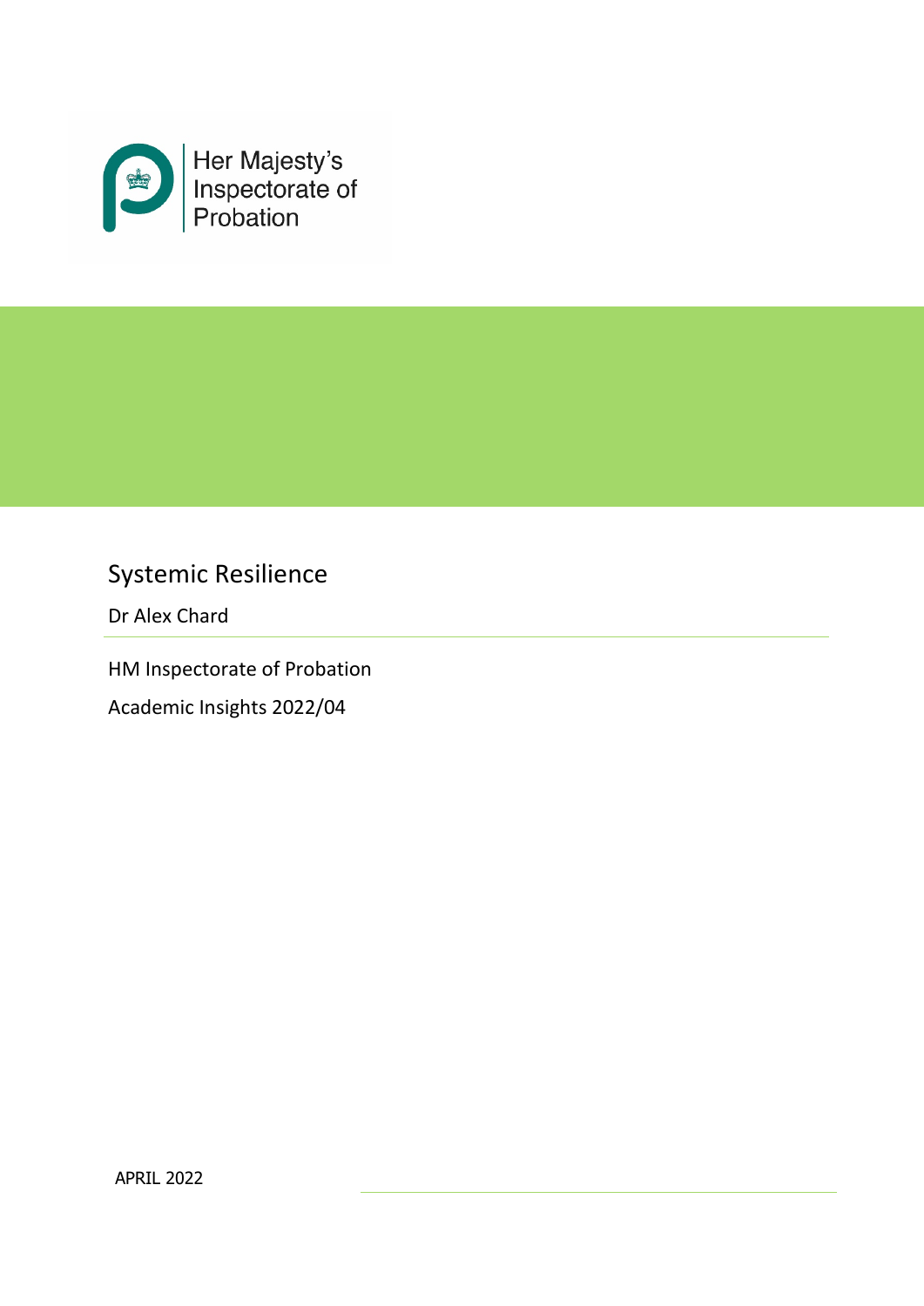Her Majesty's Inspectorate of Probation

# Systemic Resilience

Dr Alex Chard

HM Inspectorate of Probation

Academic Insights 2022/04

APRIL 2022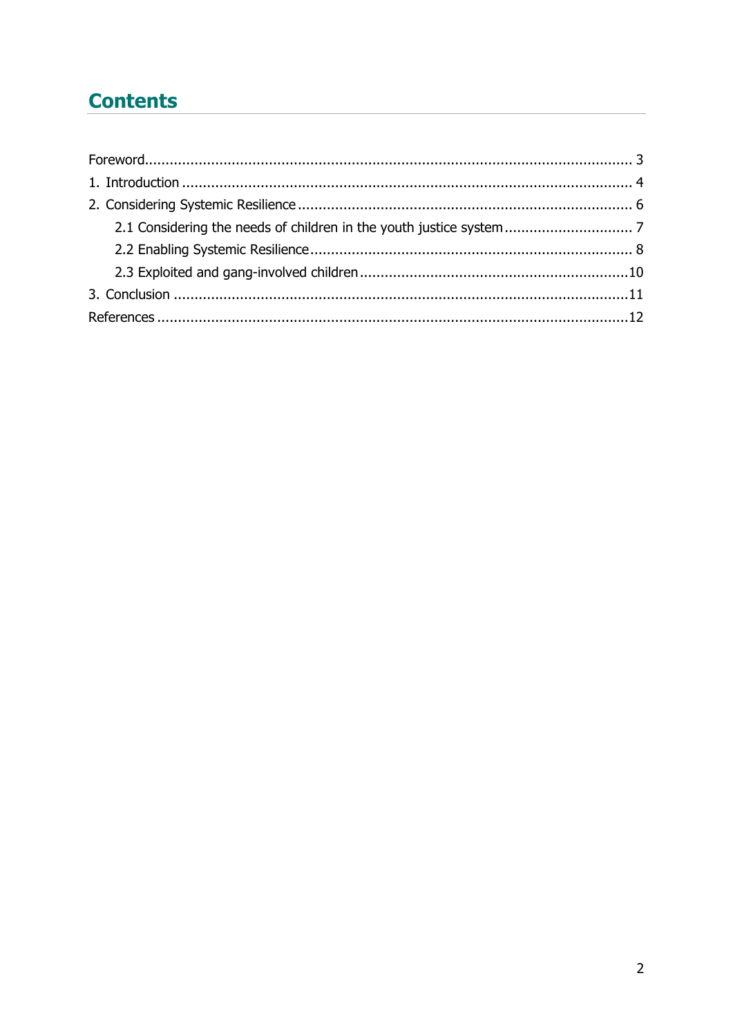# Contents

Foreword ..................................................................................................................... 3

1. Introduction ............................................................................................................ 4

2. Considering Systemic Resilience ................................................................................ 6

    2.1 Considering the needs of children in the youth justice system ............................... 7

    2.2 Enabling Systemic Resilience .............................................................................. 8

    2.3 Exploited and gang-involved children ................................................................. 10

3. Conclusion ............................................................................................................ 11

References ................................................................................................................ 12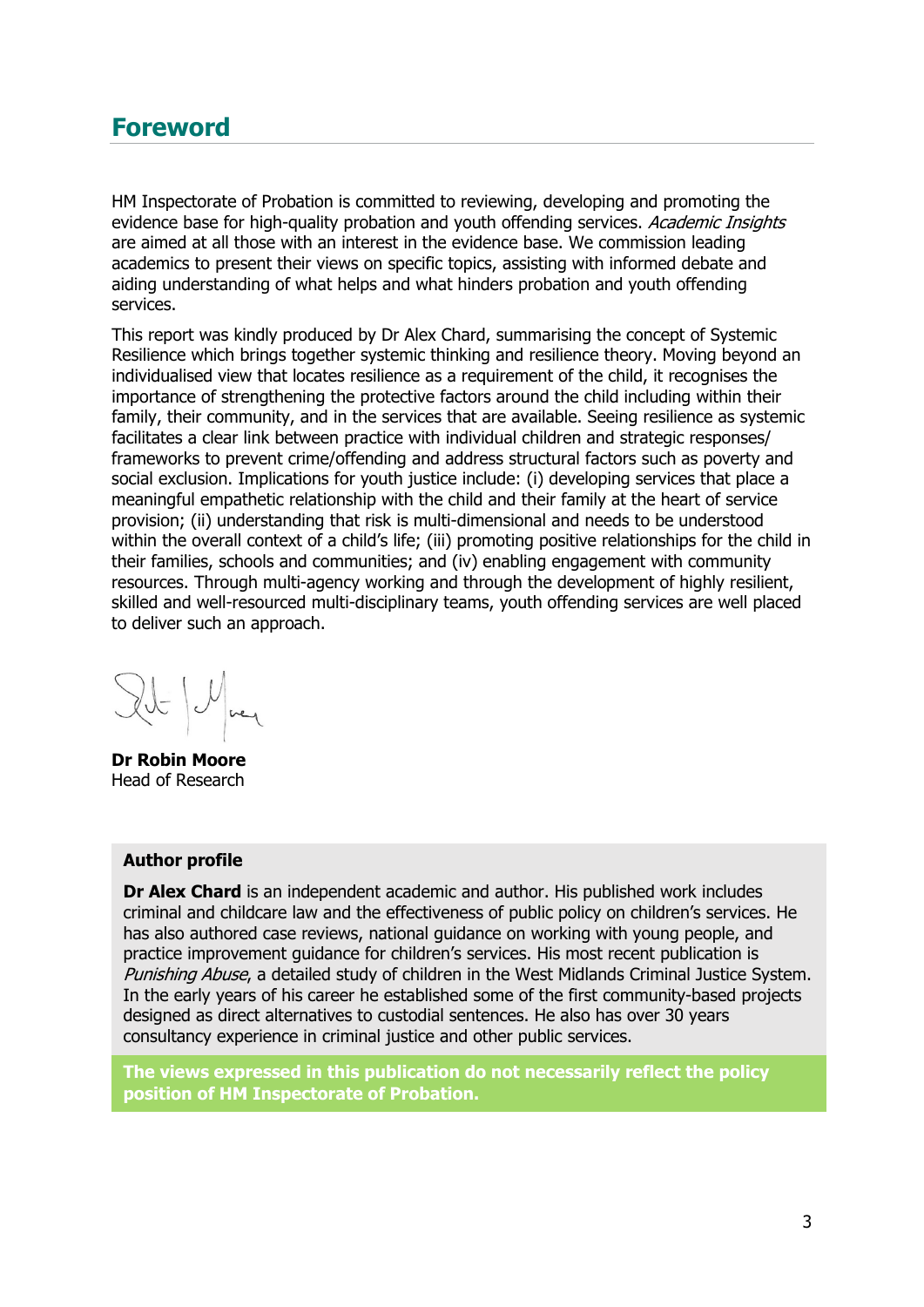## Foreword

HM Inspectorate of Probation is committed to reviewing, developing and promoting the evidence base for high-quality probation and youth offending services. *Academic Insights* are aimed at all those with an interest in the evidence base. We commission leading academics to present their views on specific topics, assisting with informed debate and aiding understanding of what helps and what hinders probation and youth offending services.

This report was kindly produced by Dr Alex Chard, summarising the concept of Systemic Resilience which brings together systemic thinking and resilience theory. Moving beyond an individualised view that locates resilience as a requirement of the child, it recognises the importance of strengthening the protective factors around the child including within their family, their community, and in the services that are available. Seeing resilience as systemic facilitates a clear link between practice with individual children and strategic responses/ frameworks to prevent crime/offending and address structural factors such as poverty and social exclusion. Implications for youth justice include: (i) developing services that place a meaningful empathetic relationship with the child and their family at the heart of service provision; (ii) understanding that risk is multi-dimensional and needs to be understood within the overall context of a child's life; (iii) promoting positive relationships for the child in their families, schools and communities; and (iv) enabling engagement with community resources. Through multi-agency working and through the development of highly resilient, skilled and well-resourced multi-disciplinary teams, youth offending services are well placed to deliver such an approach.

**Dr Robin Moore**
Head of Research

**Author profile**

**Dr Alex Chard** is an independent academic and author. His published work includes criminal and childcare law and the effectiveness of public policy on children's services. He has also authored case reviews, national guidance on working with young people, and practice improvement guidance for children's services. His most recent publication is *Punishing Abuse*, a detailed study of children in the West Midlands Criminal Justice System. In the early years of his career he established some of the first community-based projects designed as direct alternatives to custodial sentences. He also has over 30 years consultancy experience in criminal justice and other public services.

**The views expressed in this publication do not necessarily reflect the policy position of HM Inspectorate of Probation.**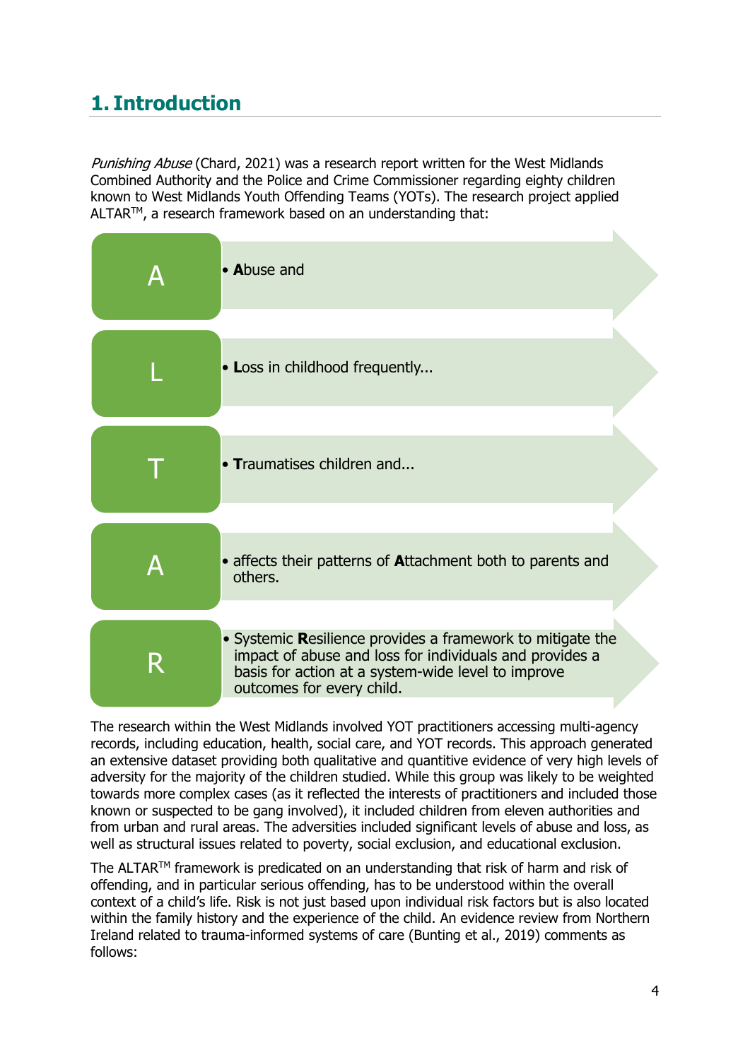# 1. Introduction

*Punishing Abuse* (Chard, 2021) was a research report written for the West Midlands Combined Authority and the Police and Crime Commissioner regarding eighty children known to West Midlands Youth Offending Teams (YOTs). The research project applied ALTAR™, a research framework based on an understanding that:

- **A** – **A**buse and
- **L** – **L**oss in childhood frequently...
- **T** – **T**raumatises children and...
- **A** – affects their patterns of **A**ttachment both to parents and others.
- **R** – Systemic **R**esilience provides a framework to mitigate the impact of abuse and loss for individuals and provides a basis for action at a system-wide level to improve outcomes for every child.

The research within the West Midlands involved YOT practitioners accessing multi-agency records, including education, health, social care, and YOT records. This approach generated an extensive dataset providing both qualitative and quantitive evidence of very high levels of adversity for the majority of the children studied. While this group was likely to be weighted towards more complex cases (as it reflected the interests of practitioners and included those known or suspected to be gang involved), it included children from eleven authorities and from urban and rural areas. The adversities included significant levels of abuse and loss, as well as structural issues related to poverty, social exclusion, and educational exclusion.

The ALTAR™ framework is predicated on an understanding that risk of harm and risk of offending, and in particular serious offending, has to be understood within the overall context of a child's life. Risk is not just based upon individual risk factors but is also located within the family history and the experience of the child. An evidence review from Northern Ireland related to trauma-informed systems of care (Bunting et al., 2019) comments as follows: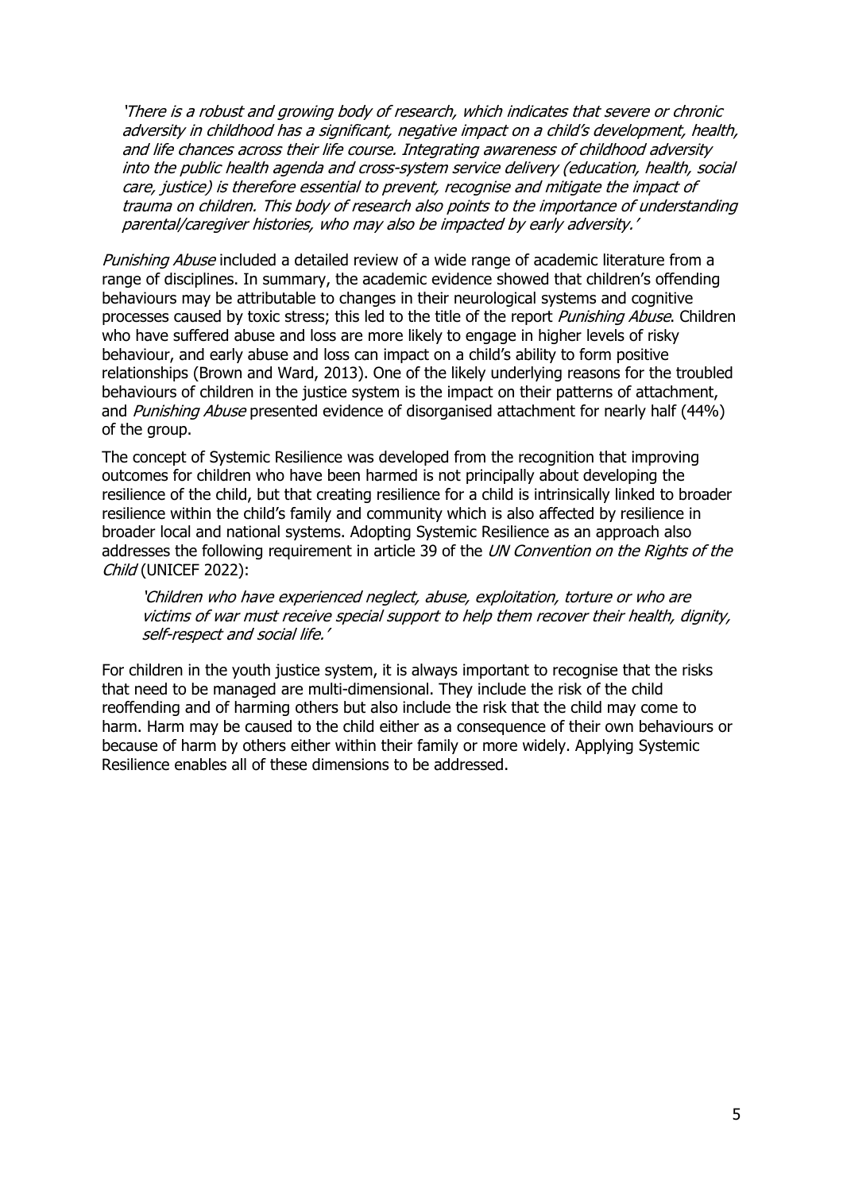> *'There is a robust and growing body of research, which indicates that severe or chronic adversity in childhood has a significant, negative impact on a child's development, health, and life chances across their life course. Integrating awareness of childhood adversity into the public health agenda and cross-system service delivery (education, health, social care, justice) is therefore essential to prevent, recognise and mitigate the impact of trauma on children. This body of research also points to the importance of understanding parental/caregiver histories, who may also be impacted by early adversity.'*

*Punishing Abuse* included a detailed review of a wide range of academic literature from a range of disciplines. In summary, the academic evidence showed that children's offending behaviours may be attributable to changes in their neurological systems and cognitive processes caused by toxic stress; this led to the title of the report *Punishing Abuse*. Children who have suffered abuse and loss are more likely to engage in higher levels of risky behaviour, and early abuse and loss can impact on a child's ability to form positive relationships (Brown and Ward, 2013). One of the likely underlying reasons for the troubled behaviours of children in the justice system is the impact on their patterns of attachment, and *Punishing Abuse* presented evidence of disorganised attachment for nearly half (44%) of the group.

The concept of Systemic Resilience was developed from the recognition that improving outcomes for children who have been harmed is not principally about developing the resilience of the child, but that creating resilience for a child is intrinsically linked to broader resilience within the child's family and community which is also affected by resilience in broader local and national systems. Adopting Systemic Resilience as an approach also addresses the following requirement in article 39 of the *UN Convention on the Rights of the Child* (UNICEF 2022):

> *'Children who have experienced neglect, abuse, exploitation, torture or who are victims of war must receive special support to help them recover their health, dignity, self-respect and social life.'*

For children in the youth justice system, it is always important to recognise that the risks that need to be managed are multi-dimensional. They include the risk of the child reoffending and of harming others but also include the risk that the child may come to harm. Harm may be caused to the child either as a consequence of their own behaviours or because of harm by others either within their family or more widely. Applying Systemic Resilience enables all of these dimensions to be addressed.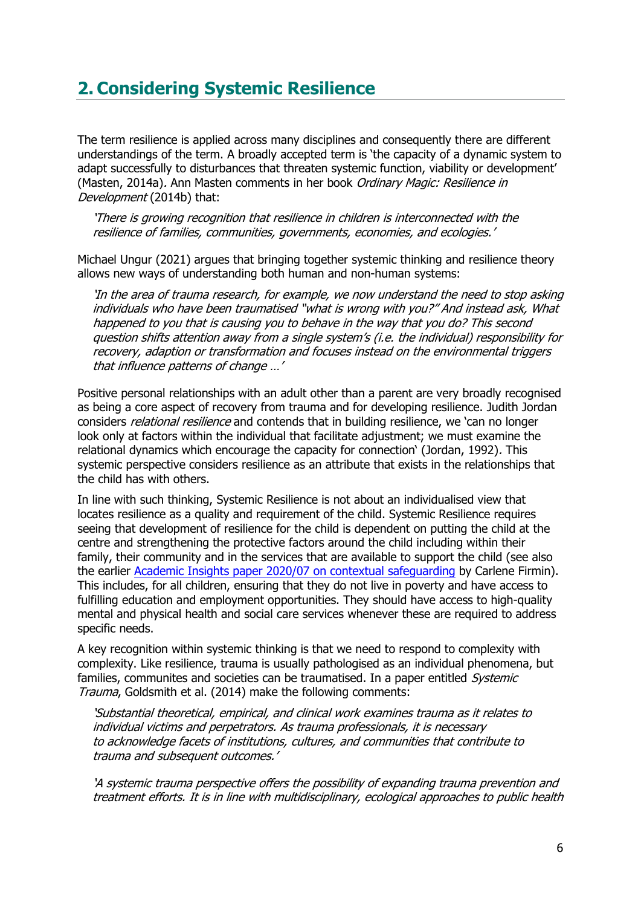## 2. Considering Systemic Resilience

The term resilience is applied across many disciplines and consequently there are different understandings of the term. A broadly accepted term is 'the capacity of a dynamic system to adapt successfully to disturbances that threaten systemic function, viability or development' (Masten, 2014a). Ann Masten comments in her book *Ordinary Magic: Resilience in Development* (2014b) that:

> *'There is growing recognition that resilience in children is interconnected with the resilience of families, communities, governments, economies, and ecologies.'*

Michael Ungur (2021) argues that bringing together systemic thinking and resilience theory allows new ways of understanding both human and non-human systems:

> *'In the area of trauma research, for example, we now understand the need to stop asking individuals who have been traumatised "what is wrong with you?" And instead ask, What happened to you that is causing you to behave in the way that you do? This second question shifts attention away from a single system's (i.e. the individual) responsibility for recovery, adaption or transformation and focuses instead on the environmental triggers that influence patterns of change …'*

Positive personal relationships with an adult other than a parent are very broadly recognised as being a core aspect of recovery from trauma and for developing resilience. Judith Jordan considers *relational resilience* and contends that in building resilience, we 'can no longer look only at factors within the individual that facilitate adjustment; we must examine the relational dynamics which encourage the capacity for connection' (Jordan, 1992). This systemic perspective considers resilience as an attribute that exists in the relationships that the child has with others.

In line with such thinking, Systemic Resilience is not about an individualised view that locates resilience as a quality and requirement of the child. Systemic Resilience requires seeing that development of resilience for the child is dependent on putting the child at the centre and strengthening the protective factors around the child including within their family, their community and in the services that are available to support the child (see also the earlier [Academic Insights paper 2020/07 on contextual safeguarding] by Carlene Firmin). This includes, for all children, ensuring that they do not live in poverty and have access to fulfilling education and employment opportunities. They should have access to high-quality mental and physical health and social care services whenever these are required to address specific needs.

A key recognition within systemic thinking is that we need to respond to complexity with complexity. Like resilience, trauma is usually pathologised as an individual phenomena, but families, communites and societies can be traumatised. In a paper entitled *Systemic Trauma*, Goldsmith et al. (2014) make the following comments:

> *'Substantial theoretical, empirical, and clinical work examines trauma as it relates to individual victims and perpetrators. As trauma professionals, it is necessary to acknowledge facets of institutions, cultures, and communities that contribute to trauma and subsequent outcomes.'*

> *'A systemic trauma perspective offers the possibility of expanding trauma prevention and treatment efforts. It is in line with multidisciplinary, ecological approaches to public health*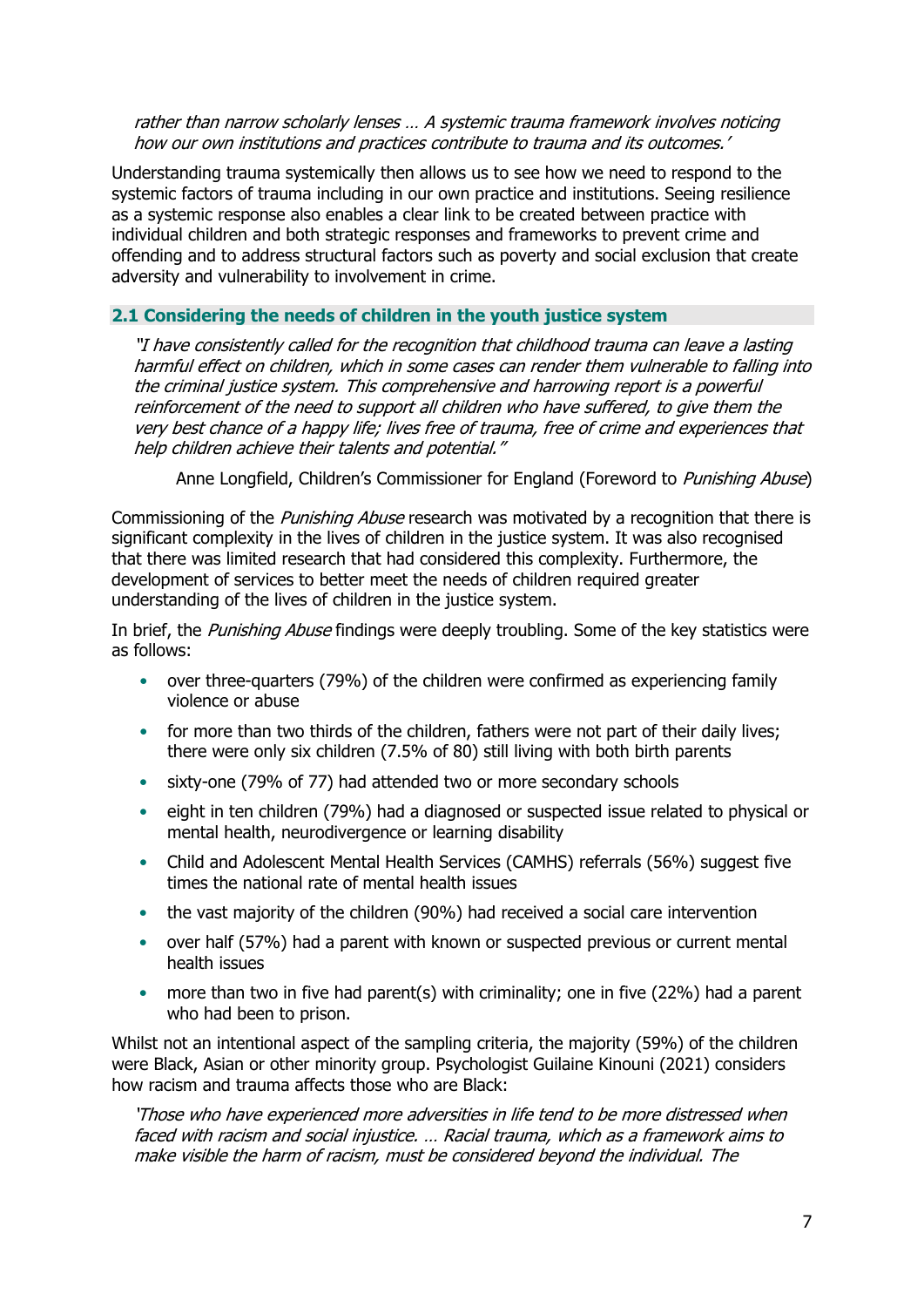*rather than narrow scholarly lenses … A systemic trauma framework involves noticing how our own institutions and practices contribute to trauma and its outcomes.'*

Understanding trauma systemically then allows us to see how we need to respond to the systemic factors of trauma including in our own practice and institutions. Seeing resilience as a systemic response also enables a clear link to be created between practice with individual children and both strategic responses and frameworks to prevent crime and offending and to address structural factors such as poverty and social exclusion that create adversity and vulnerability to involvement in crime.

## 2.1 Considering the needs of children in the youth justice system

> *"I have consistently called for the recognition that childhood trauma can leave a lasting harmful effect on children, which in some cases can render them vulnerable to falling into the criminal justice system. This comprehensive and harrowing report is a powerful reinforcement of the need to support all children who have suffered, to give them the very best chance of a happy life; lives free of trauma, free of crime and experiences that help children achieve their talents and potential."*
>
> Anne Longfield, Children's Commissioner for England (Foreword to *Punishing Abuse*)

Commissioning of the *Punishing Abuse* research was motivated by a recognition that there is significant complexity in the lives of children in the justice system. It was also recognised that there was limited research that had considered this complexity. Furthermore, the development of services to better meet the needs of children required greater understanding of the lives of children in the justice system.

In brief, the *Punishing Abuse* findings were deeply troubling. Some of the key statistics were as follows:

- over three-quarters (79%) of the children were confirmed as experiencing family violence or abuse
- for more than two thirds of the children, fathers were not part of their daily lives; there were only six children (7.5% of 80) still living with both birth parents
- sixty-one (79% of 77) had attended two or more secondary schools
- eight in ten children (79%) had a diagnosed or suspected issue related to physical or mental health, neurodivergence or learning disability
- Child and Adolescent Mental Health Services (CAMHS) referrals (56%) suggest five times the national rate of mental health issues
- the vast majority of the children (90%) had received a social care intervention
- over half (57%) had a parent with known or suspected previous or current mental health issues
- more than two in five had parent(s) with criminality; one in five (22%) had a parent who had been to prison.

Whilst not an intentional aspect of the sampling criteria, the majority (59%) of the children were Black, Asian or other minority group. Psychologist Guilaine Kinouni (2021) considers how racism and trauma affects those who are Black:

> *'Those who have experienced more adversities in life tend to be more distressed when faced with racism and social injustice. … Racial trauma, which as a framework aims to make visible the harm of racism, must be considered beyond the individual. The*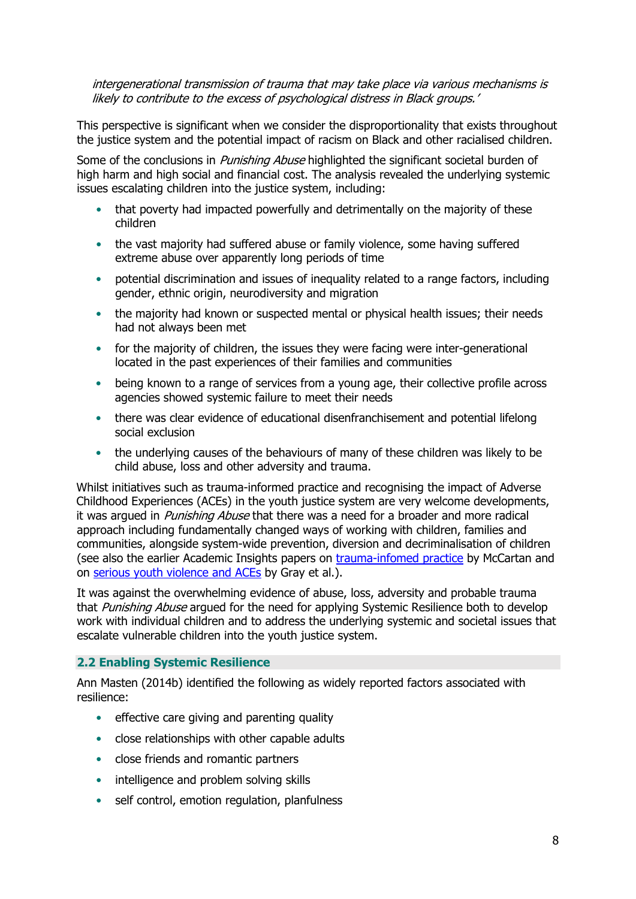*intergenerational transmission of trauma that may take place via various mechanisms is likely to contribute to the excess of psychological distress in Black groups.'*

This perspective is significant when we consider the disproportionality that exists throughout the justice system and the potential impact of racism on Black and other racialised children.

Some of the conclusions in *Punishing Abuse* highlighted the significant societal burden of high harm and high social and financial cost. The analysis revealed the underlying systemic issues escalating children into the justice system, including:

- that poverty had impacted powerfully and detrimentally on the majority of these children
- the vast majority had suffered abuse or family violence, some having suffered extreme abuse over apparently long periods of time
- potential discrimination and issues of inequality related to a range factors, including gender, ethnic origin, neurodiversity and migration
- the majority had known or suspected mental or physical health issues; their needs had not always been met
- for the majority of children, the issues they were facing were inter-generational located in the past experiences of their families and communities
- being known to a range of services from a young age, their collective profile across agencies showed systemic failure to meet their needs
- there was clear evidence of educational disenfranchisement and potential lifelong social exclusion
- the underlying causes of the behaviours of many of these children was likely to be child abuse, loss and other adversity and trauma.

Whilst initiatives such as trauma-informed practice and recognising the impact of Adverse Childhood Experiences (ACEs) in the youth justice system are very welcome developments, it was argued in *Punishing Abuse* that there was a need for a broader and more radical approach including fundamentally changed ways of working with children, families and communities, alongside system-wide prevention, diversion and decriminalisation of children (see also the earlier Academic Insights papers on trauma-infomed practice by McCartan and on serious youth violence and ACEs by Gray et al.).

It was against the overwhelming evidence of abuse, loss, adversity and probable trauma that *Punishing Abuse* argued for the need for applying Systemic Resilience both to develop work with individual children and to address the underlying systemic and societal issues that escalate vulnerable children into the youth justice system.

## 2.2 Enabling Systemic Resilience

Ann Masten (2014b) identified the following as widely reported factors associated with resilience:

- effective care giving and parenting quality
- close relationships with other capable adults
- close friends and romantic partners
- intelligence and problem solving skills
- self control, emotion regulation, planfulness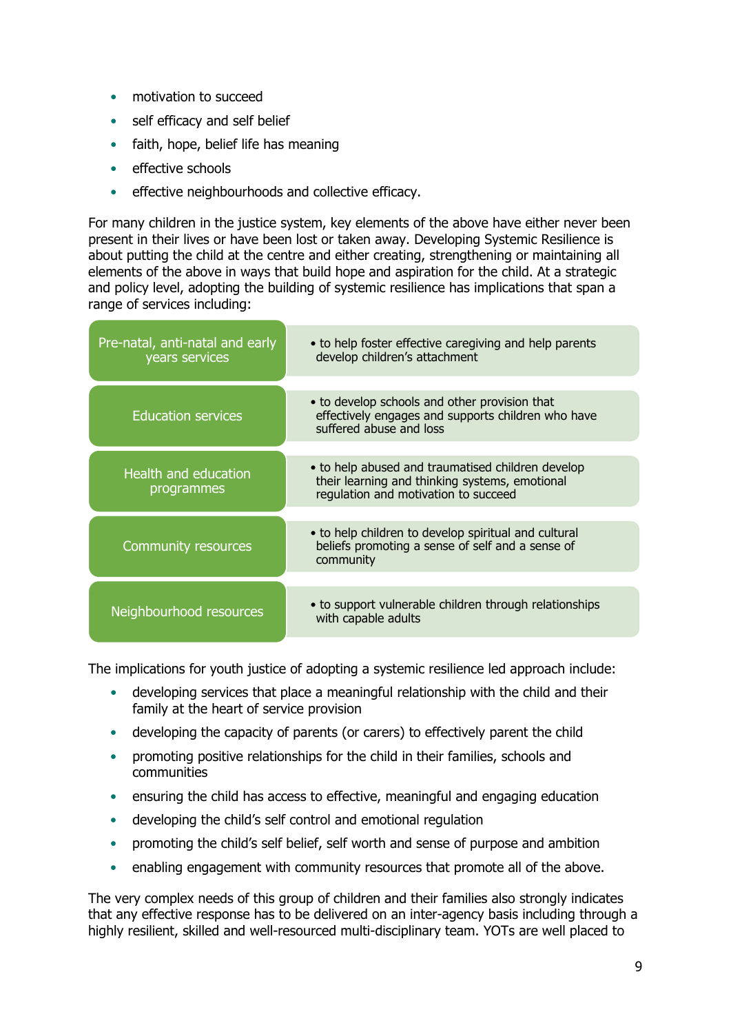- motivation to succeed
- self efficacy and self belief
- faith, hope, belief life has meaning
- effective schools
- effective neighbourhoods and collective efficacy.

For many children in the justice system, key elements of the above have either never been present in their lives or have been lost or taken away. Developing Systemic Resilience is about putting the child at the centre and either creating, strengthening or maintaining all elements of the above in ways that build hope and aspiration for the child. At a strategic and policy level, adopting the building of systemic resilience has implications that span a range of services including:

| Service | Implication |
|---|---|
| Pre-natal, anti-natal and early years services | • to help foster effective caregiving and help parents develop children's attachment |
| Education services | • to develop schools and other provision that effectively engages and supports children who have suffered abuse and loss |
| Health and education programmes | • to help abused and traumatised children develop their learning and thinking systems, emotional regulation and motivation to succeed |
| Community resources | • to help children to develop spiritual and cultural beliefs promoting a sense of self and a sense of community |
| Neighbourhood resources | • to support vulnerable children through relationships with capable adults |

The implications for youth justice of adopting a systemic resilience led approach include:

- developing services that place a meaningful relationship with the child and their family at the heart of service provision
- developing the capacity of parents (or carers) to effectively parent the child
- promoting positive relationships for the child in their families, schools and communities
- ensuring the child has access to effective, meaningful and engaging education
- developing the child's self control and emotional regulation
- promoting the child's self belief, self worth and sense of purpose and ambition
- enabling engagement with community resources that promote all of the above.

The very complex needs of this group of children and their families also strongly indicates that any effective response has to be delivered on an inter-agency basis including through a highly resilient, skilled and well-resourced multi-disciplinary team. YOTs are well placed to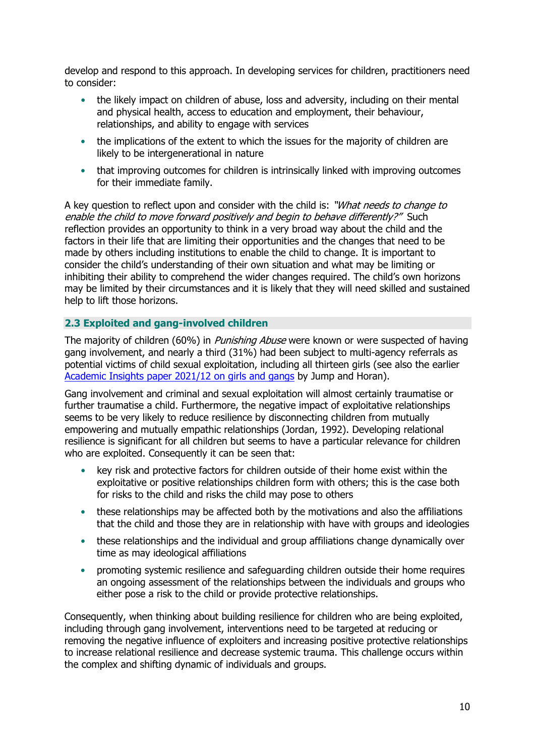develop and respond to this approach. In developing services for children, practitioners need to consider:

- the likely impact on children of abuse, loss and adversity, including on their mental and physical health, access to education and employment, their behaviour, relationships, and ability to engage with services
- the implications of the extent to which the issues for the majority of children are likely to be intergenerational in nature
- that improving outcomes for children is intrinsically linked with improving outcomes for their immediate family.

A key question to reflect upon and consider with the child is: *"What needs to change to enable the child to move forward positively and begin to behave differently?"* Such reflection provides an opportunity to think in a very broad way about the child and the factors in their life that are limiting their opportunities and the changes that need to be made by others including institutions to enable the child to change. It is important to consider the child's understanding of their own situation and what may be limiting or inhibiting their ability to comprehend the wider changes required. The child's own horizons may be limited by their circumstances and it is likely that they will need skilled and sustained help to lift those horizons.

## 2.3 Exploited and gang-involved children

The majority of children (60%) in *Punishing Abuse* were known or were suspected of having gang involvement, and nearly a third (31%) had been subject to multi-agency referrals as potential victims of child sexual exploitation, including all thirteen girls (see also the earlier Academic Insights paper 2021/12 on girls and gangs by Jump and Horan).

Gang involvement and criminal and sexual exploitation will almost certainly traumatise or further traumatise a child. Furthermore, the negative impact of exploitative relationships seems to be very likely to reduce resilience by disconnecting children from mutually empowering and mutually empathic relationships (Jordan, 1992). Developing relational resilience is significant for all children but seems to have a particular relevance for children who are exploited. Consequently it can be seen that:

- key risk and protective factors for children outside of their home exist within the exploitative or positive relationships children form with others; this is the case both for risks to the child and risks the child may pose to others
- these relationships may be affected both by the motivations and also the affiliations that the child and those they are in relationship with have with groups and ideologies
- these relationships and the individual and group affiliations change dynamically over time as may ideological affiliations
- promoting systemic resilience and safeguarding children outside their home requires an ongoing assessment of the relationships between the individuals and groups who either pose a risk to the child or provide protective relationships.

Consequently, when thinking about building resilience for children who are being exploited, including through gang involvement, interventions need to be targeted at reducing or removing the negative influence of exploiters and increasing positive protective relationships to increase relational resilience and decrease systemic trauma. This challenge occurs within the complex and shifting dynamic of individuals and groups.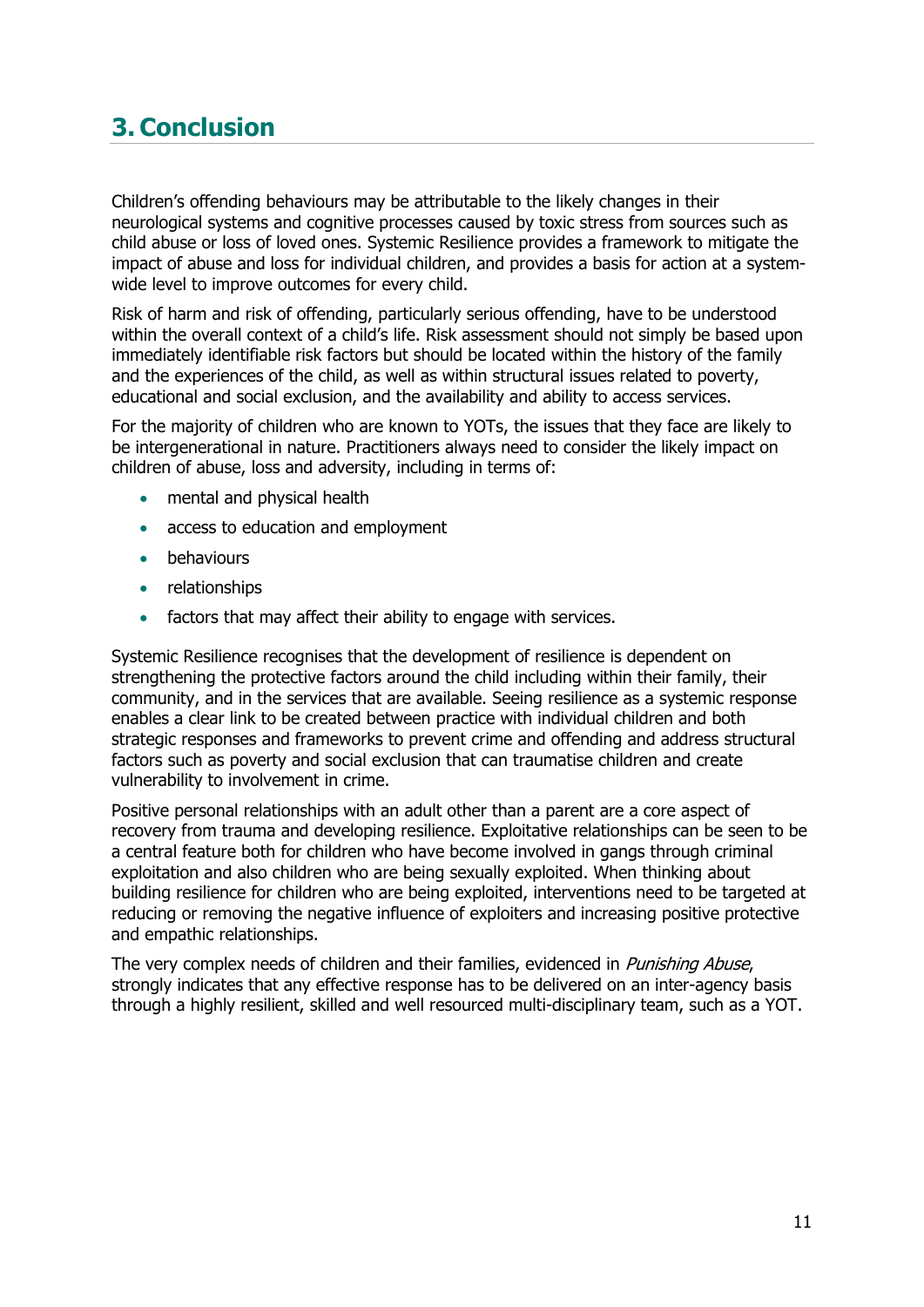## 3. Conclusion

Children's offending behaviours may be attributable to the likely changes in their neurological systems and cognitive processes caused by toxic stress from sources such as child abuse or loss of loved ones. Systemic Resilience provides a framework to mitigate the impact of abuse and loss for individual children, and provides a basis for action at a system-wide level to improve outcomes for every child.

Risk of harm and risk of offending, particularly serious offending, have to be understood within the overall context of a child's life. Risk assessment should not simply be based upon immediately identifiable risk factors but should be located within the history of the family and the experiences of the child, as well as within structural issues related to poverty, educational and social exclusion, and the availability and ability to access services.

For the majority of children who are known to YOTs, the issues that they face are likely to be intergenerational in nature. Practitioners always need to consider the likely impact on children of abuse, loss and adversity, including in terms of:

- mental and physical health
- access to education and employment
- behaviours
- relationships
- factors that may affect their ability to engage with services.

Systemic Resilience recognises that the development of resilience is dependent on strengthening the protective factors around the child including within their family, their community, and in the services that are available. Seeing resilience as a systemic response enables a clear link to be created between practice with individual children and both strategic responses and frameworks to prevent crime and offending and address structural factors such as poverty and social exclusion that can traumatise children and create vulnerability to involvement in crime.

Positive personal relationships with an adult other than a parent are a core aspect of recovery from trauma and developing resilience. Exploitative relationships can be seen to be a central feature both for children who have become involved in gangs through criminal exploitation and also children who are being sexually exploited. When thinking about building resilience for children who are being exploited, interventions need to be targeted at reducing or removing the negative influence of exploiters and increasing positive protective and empathic relationships.

The very complex needs of children and their families, evidenced in *Punishing Abuse*, strongly indicates that any effective response has to be delivered on an inter-agency basis through a highly resilient, skilled and well resourced multi-disciplinary team, such as a YOT.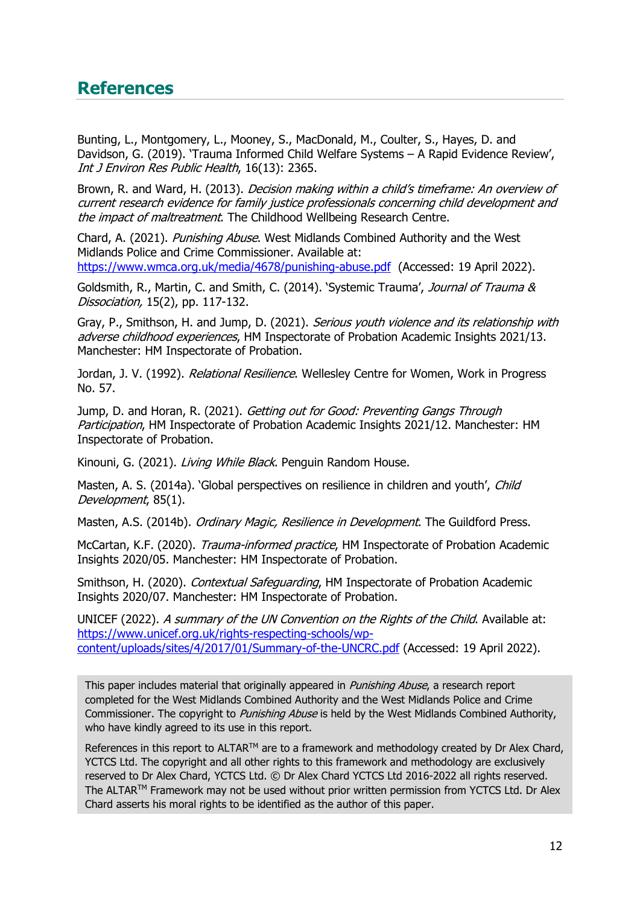## References

Bunting, L., Montgomery, L., Mooney, S., MacDonald, M., Coulter, S., Hayes, D. and Davidson, G. (2019). 'Trauma Informed Child Welfare Systems – A Rapid Evidence Review', *Int J Environ Res Public Health*, 16(13): 2365.

Brown, R. and Ward, H. (2013). *Decision making within a child's timeframe: An overview of current research evidence for family justice professionals concerning child development and the impact of maltreatment*. The Childhood Wellbeing Research Centre.

Chard, A. (2021). *Punishing Abuse*. West Midlands Combined Authority and the West Midlands Police and Crime Commissioner. Available at: [https://www.wmca.org.uk/media/4678/punishing-abuse.pdf](https://www.wmca.org.uk/media/4678/punishing-abuse.pdf) (Accessed: 19 April 2022).

Goldsmith, R., Martin, C. and Smith, C. (2014). 'Systemic Trauma', *Journal of Trauma & Dissociation,* 15(2), pp. 117-132.

Gray, P., Smithson, H. and Jump, D. (2021). *Serious youth violence and its relationship with adverse childhood experiences*, HM Inspectorate of Probation Academic Insights 2021/13. Manchester: HM Inspectorate of Probation.

Jordan, J. V. (1992). *Relational Resilience*. Wellesley Centre for Women, Work in Progress No. 57.

Jump, D. and Horan, R. (2021). *Getting out for Good: Preventing Gangs Through Participation*, HM Inspectorate of Probation Academic Insights 2021/12. Manchester: HM Inspectorate of Probation.

Kinouni, G. (2021). *Living While Black*. Penguin Random House.

Masten, A. S. (2014a). 'Global perspectives on resilience in children and youth', *Child Development*, 85(1).

Masten, A.S. (2014b). *Ordinary Magic, Resilience in Development*. The Guildford Press.

McCartan, K.F. (2020). *Trauma-informed practice*, HM Inspectorate of Probation Academic Insights 2020/05. Manchester: HM Inspectorate of Probation.

Smithson, H. (2020). *Contextual Safeguarding*, HM Inspectorate of Probation Academic Insights 2020/07. Manchester: HM Inspectorate of Probation.

UNICEF (2022). *A summary of the UN Convention on the Rights of the Child*. Available at: [https://www.unicef.org.uk/rights-respecting-schools/wp-content/uploads/sites/4/2017/01/Summary-of-the-UNCRC.pdf](https://www.unicef.org.uk/rights-respecting-schools/wp-content/uploads/sites/4/2017/01/Summary-of-the-UNCRC.pdf) (Accessed: 19 April 2022).

This paper includes material that originally appeared in *Punishing Abuse*, a research report completed for the West Midlands Combined Authority and the West Midlands Police and Crime Commissioner. The copyright to *Punishing Abuse* is held by the West Midlands Combined Authority, who have kindly agreed to its use in this report.

References in this report to ALTAR™ are to a framework and methodology created by Dr Alex Chard, YCTCS Ltd. The copyright and all other rights to this framework and methodology are exclusively reserved to Dr Alex Chard, YCTCS Ltd. © Dr Alex Chard YCTCS Ltd 2016-2022 all rights reserved. The ALTAR™ Framework may not be used without prior written permission from YCTCS Ltd. Dr Alex Chard asserts his moral rights to be identified as the author of this paper.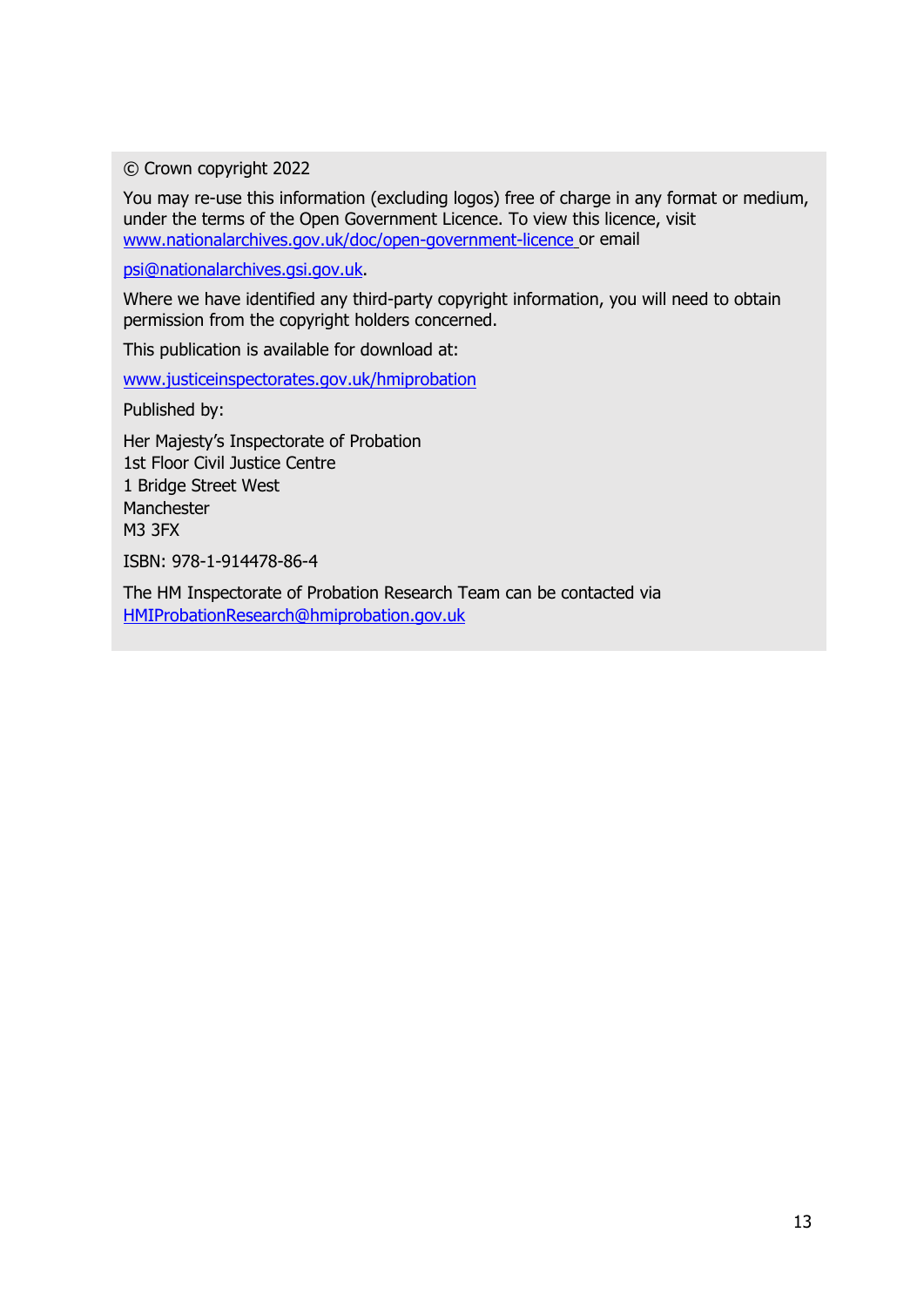© Crown copyright 2022

You may re-use this information (excluding logos) free of charge in any format or medium, under the terms of the Open Government Licence. To view this licence, visit www.nationalarchives.gov.uk/doc/open-government-licence or email

psi@nationalarchives.gsi.gov.uk.

Where we have identified any third-party copyright information, you will need to obtain permission from the copyright holders concerned.

This publication is available for download at:

www.justiceinspectorates.gov.uk/hmiprobation

Published by:

Her Majesty's Inspectorate of Probation
1st Floor Civil Justice Centre
1 Bridge Street West
Manchester
M3 3FX

ISBN: 978-1-914478-86-4

The HM Inspectorate of Probation Research Team can be contacted via HMIProbationResearch@hmiprobation.gov.uk